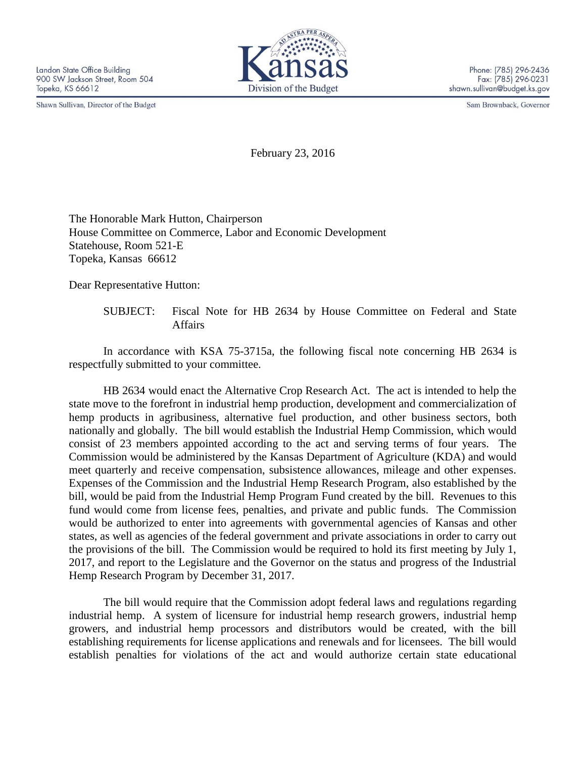Landon State Office Building
900 SW Jackson Street, Room 504
Topeka, KS 66612

Kansas
Division of the Budget

Phone: (785) 296-2436
Fax: (785) 296-0231
shawn.sullivan@budget.ks.gov

Shawn Sullivan, Director of the Budget

Sam Brownback, Governor

February 23, 2016

The Honorable Mark Hutton, Chairperson
House Committee on Commerce, Labor and Economic Development
Statehouse, Room 521-E
Topeka, Kansas 66612

Dear Representative Hutton:

SUBJECT: Fiscal Note for HB 2634 by House Committee on Federal and State Affairs

In accordance with KSA 75-3715a, the following fiscal note concerning HB 2634 is respectfully submitted to your committee.

HB 2634 would enact the Alternative Crop Research Act. The act is intended to help the state move to the forefront in industrial hemp production, development and commercialization of hemp products in agribusiness, alternative fuel production, and other business sectors, both nationally and globally. The bill would establish the Industrial Hemp Commission, which would consist of 23 members appointed according to the act and serving terms of four years. The Commission would be administered by the Kansas Department of Agriculture (KDA) and would meet quarterly and receive compensation, subsistence allowances, mileage and other expenses. Expenses of the Commission and the Industrial Hemp Research Program, also established by the bill, would be paid from the Industrial Hemp Program Fund created by the bill. Revenues to this fund would come from license fees, penalties, and private and public funds. The Commission would be authorized to enter into agreements with governmental agencies of Kansas and other states, as well as agencies of the federal government and private associations in order to carry out the provisions of the bill. The Commission would be required to hold its first meeting by July 1, 2017, and report to the Legislature and the Governor on the status and progress of the Industrial Hemp Research Program by December 31, 2017.

The bill would require that the Commission adopt federal laws and regulations regarding industrial hemp. A system of licensure for industrial hemp research growers, industrial hemp growers, and industrial hemp processors and distributors would be created, with the bill establishing requirements for license applications and renewals and for licensees. The bill would establish penalties for violations of the act and would authorize certain state educational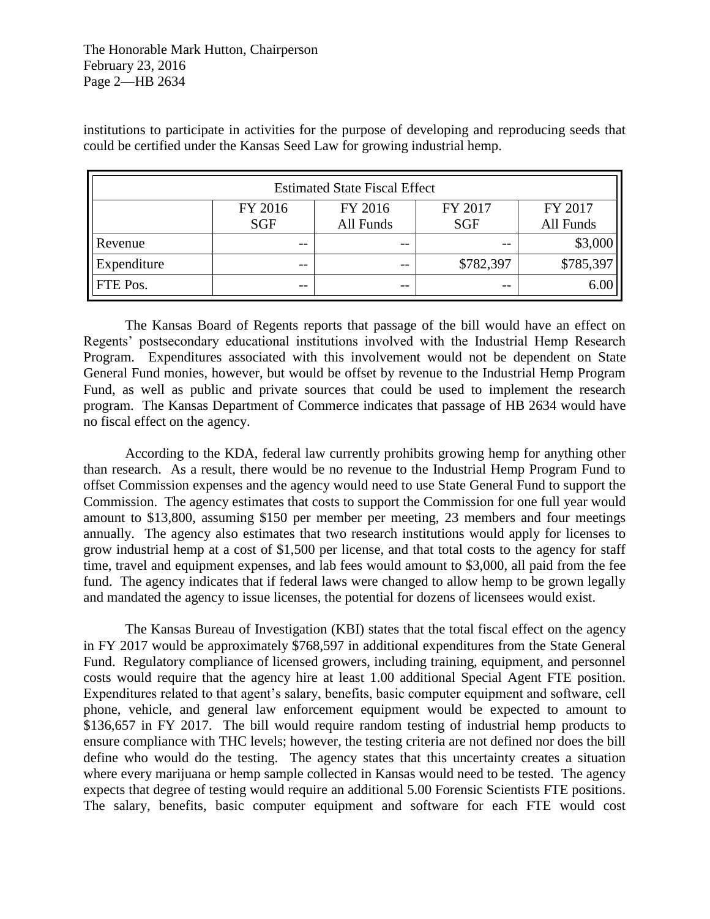institutions to participate in activities for the purpose of developing and reproducing seeds that could be certified under the Kansas Seed Law for growing industrial hemp.

| Estimated State Fiscal Effect | | | | |
|---|---|---|---|---|
| | FY 2016 SGF | FY 2016 All Funds | FY 2017 SGF | FY 2017 All Funds |
| Revenue | -- | -- | -- | $3,000 |
| Expenditure | -- | -- | $782,397 | $785,397 |
| FTE Pos. | -- | -- | -- | 6.00 |

The Kansas Board of Regents reports that passage of the bill would have an effect on Regents' postsecondary educational institutions involved with the Industrial Hemp Research Program. Expenditures associated with this involvement would not be dependent on State General Fund monies, however, but would be offset by revenue to the Industrial Hemp Program Fund, as well as public and private sources that could be used to implement the research program. The Kansas Department of Commerce indicates that passage of HB 2634 would have no fiscal effect on the agency.

According to the KDA, federal law currently prohibits growing hemp for anything other than research. As a result, there would be no revenue to the Industrial Hemp Program Fund to offset Commission expenses and the agency would need to use State General Fund to support the Commission. The agency estimates that costs to support the Commission for one full year would amount to $13,800, assuming $150 per member per meeting, 23 members and four meetings annually. The agency also estimates that two research institutions would apply for licenses to grow industrial hemp at a cost of $1,500 per license, and that total costs to the agency for staff time, travel and equipment expenses, and lab fees would amount to $3,000, all paid from the fee fund. The agency indicates that if federal laws were changed to allow hemp to be grown legally and mandated the agency to issue licenses, the potential for dozens of licensees would exist.

The Kansas Bureau of Investigation (KBI) states that the total fiscal effect on the agency in FY 2017 would be approximately $768,597 in additional expenditures from the State General Fund. Regulatory compliance of licensed growers, including training, equipment, and personnel costs would require that the agency hire at least 1.00 additional Special Agent FTE position. Expenditures related to that agent's salary, benefits, basic computer equipment and software, cell phone, vehicle, and general law enforcement equipment would be expected to amount to $136,657 in FY 2017. The bill would require random testing of industrial hemp products to ensure compliance with THC levels; however, the testing criteria are not defined nor does the bill define who would do the testing. The agency states that this uncertainty creates a situation where every marijuana or hemp sample collected in Kansas would need to be tested. The agency expects that degree of testing would require an additional 5.00 Forensic Scientists FTE positions. The salary, benefits, basic computer equipment and software for each FTE would cost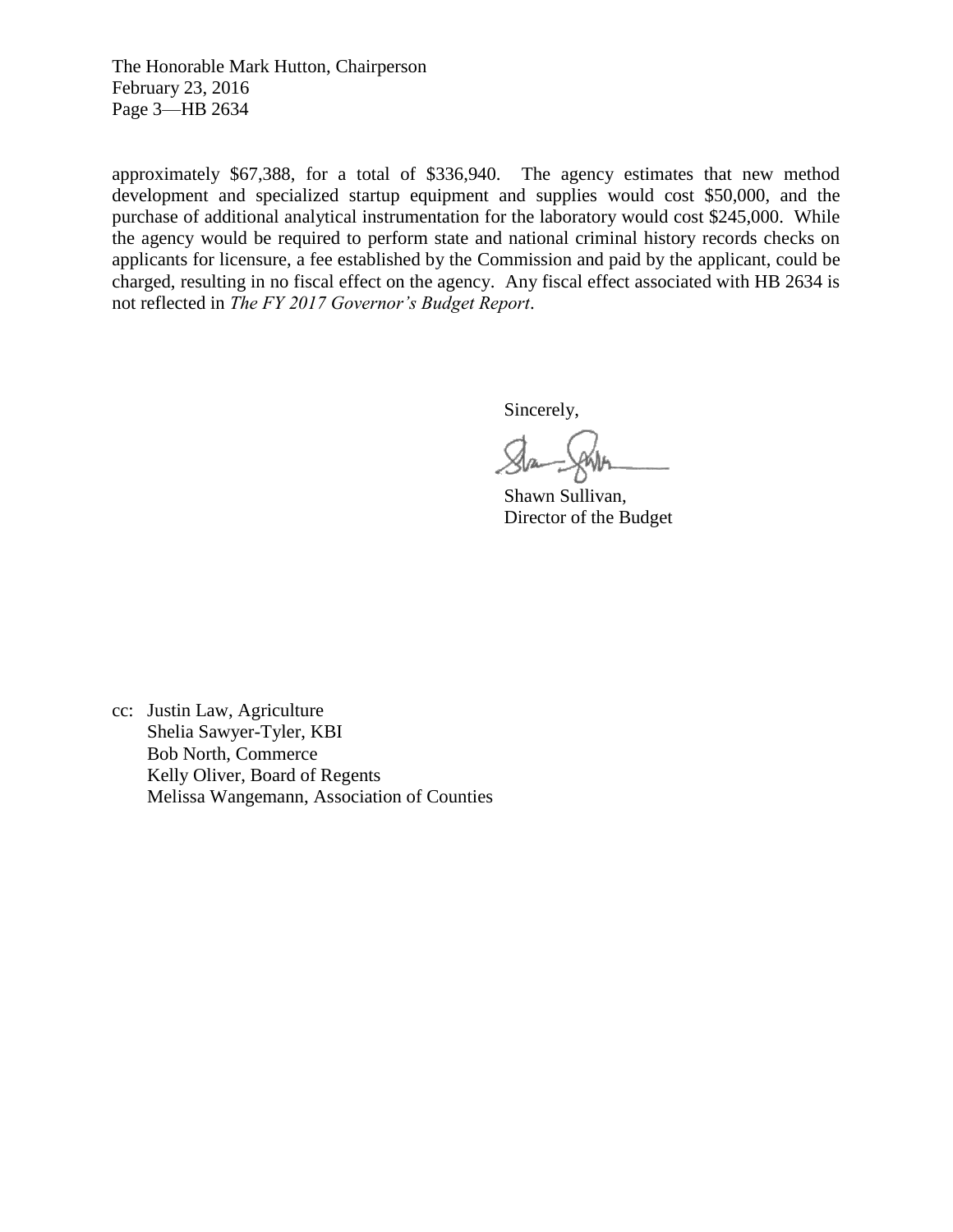approximately $67,388, for a total of $336,940. The agency estimates that new method development and specialized startup equipment and supplies would cost $50,000, and the purchase of additional analytical instrumentation for the laboratory would cost $245,000. While the agency would be required to perform state and national criminal history records checks on applicants for licensure, a fee established by the Commission and paid by the applicant, could be charged, resulting in no fiscal effect on the agency. Any fiscal effect associated with HB 2634 is not reflected in *The FY 2017 Governor's Budget Report*.

Sincerely,

Shawn Sullivan,
Director of the Budget

cc: Justin Law, Agriculture
Shelia Sawyer-Tyler, KBI
Bob North, Commerce
Kelly Oliver, Board of Regents
Melissa Wangemann, Association of Counties